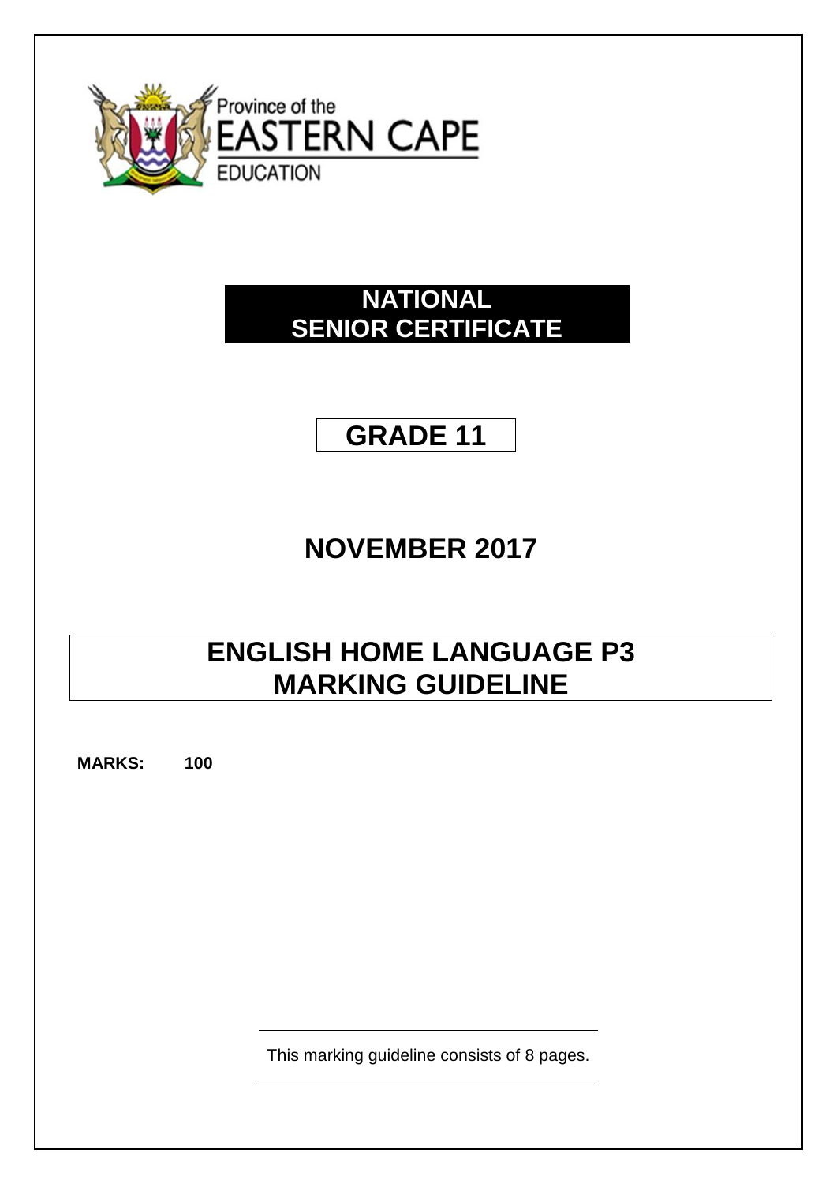Province of the

EASTERN CAPE

EDUCATION

# NATIONAL SENIOR CERTIFICATE

# GRADE 11

## NOVEMBER 2017

# ENGLISH HOME LANGUAGE P3 MARKING GUIDELINE

**MARKS: 100**

This marking guideline consists of 8 pages.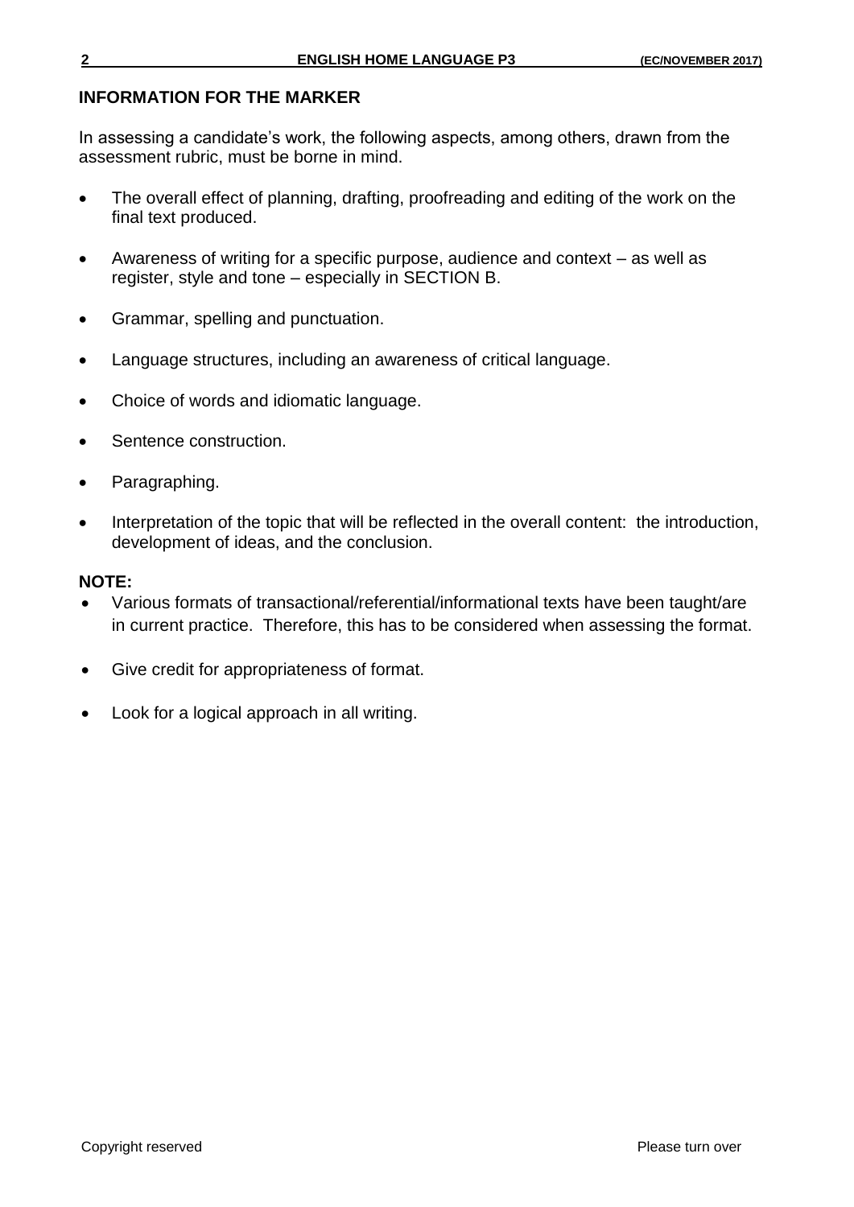## INFORMATION FOR THE MARKER

In assessing a candidate's work, the following aspects, among others, drawn from the assessment rubric, must be borne in mind.

- The overall effect of planning, drafting, proofreading and editing of the work on the final text produced.
- Awareness of writing for a specific purpose, audience and context – as well as register, style and tone – especially in SECTION B.
- Grammar, spelling and punctuation.
- Language structures, including an awareness of critical language.
- Choice of words and idiomatic language.
- Sentence construction.
- Paragraphing.
- Interpretation of the topic that will be reflected in the overall content: the introduction, development of ideas, and the conclusion.

**NOTE:**

- Various formats of transactional/referential/informational texts have been taught/are in current practice. Therefore, this has to be considered when assessing the format.
- Give credit for appropriateness of format.
- Look for a logical approach in all writing.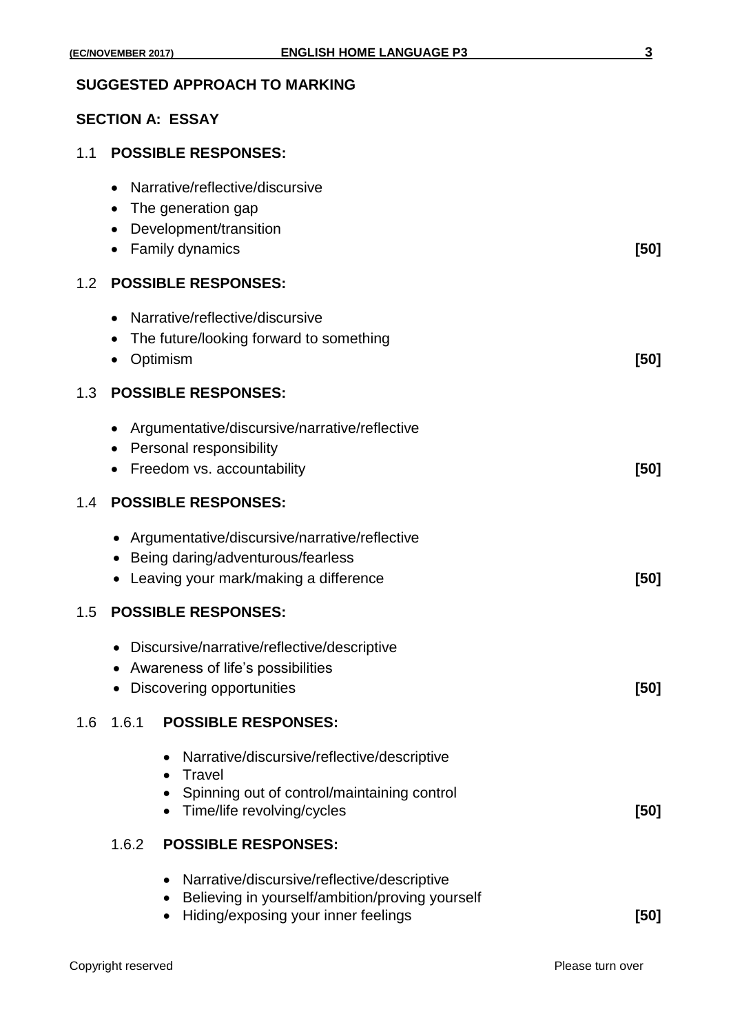## SUGGESTED APPROACH TO MARKING

### SECTION A: ESSAY

1.1 **POSSIBLE RESPONSES:**

- Narrative/reflective/discursive
- The generation gap
- Development/transition
- Family dynamics **[50]**

1.2 **POSSIBLE RESPONSES:**

- Narrative/reflective/discursive
- The future/looking forward to something
- Optimism **[50]**

1.3 **POSSIBLE RESPONSES:**

- Argumentative/discursive/narrative/reflective
- Personal responsibility
- Freedom vs. accountability **[50]**

1.4 **POSSIBLE RESPONSES:**

- Argumentative/discursive/narrative/reflective
- Being daring/adventurous/fearless
- Leaving your mark/making a difference **[50]**

1.5 **POSSIBLE RESPONSES:**

- Discursive/narrative/reflective/descriptive
- Awareness of life's possibilities
- Discovering opportunities **[50]**

1.6 1.6.1 **POSSIBLE RESPONSES:**

- Narrative/discursive/reflective/descriptive
- Travel
- Spinning out of control/maintaining control
- Time/life revolving/cycles **[50]**

1.6.2 **POSSIBLE RESPONSES:**

- Narrative/discursive/reflective/descriptive
- Believing in yourself/ambition/proving yourself
- Hiding/exposing your inner feelings **[50]**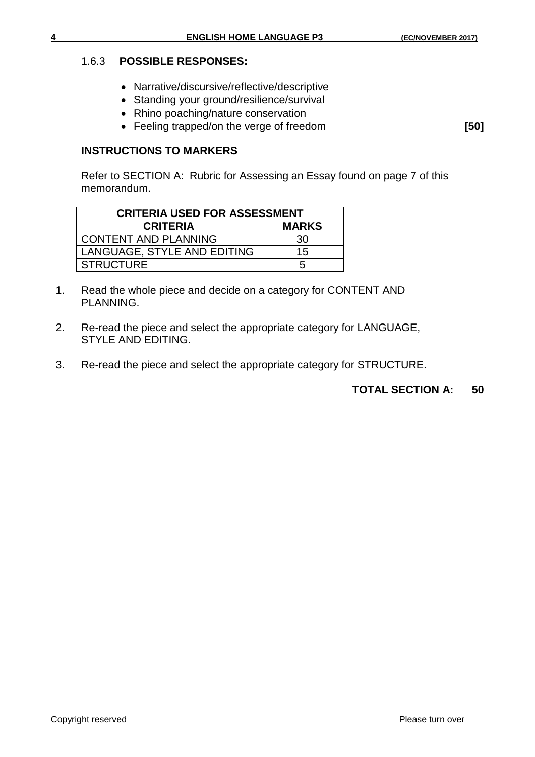1.6.3 **POSSIBLE RESPONSES:**

- Narrative/discursive/reflective/descriptive
- Standing your ground/resilience/survival
- Rhino poaching/nature conservation
- Feeling trapped/on the verge of freedom **[50]**

**INSTRUCTIONS TO MARKERS**

Refer to SECTION A: Rubric for Assessing an Essay found on page 7 of this memorandum.

| CRITERIA USED FOR ASSESSMENT | |
|---|---|
| **CRITERIA** | **MARKS** |
| CONTENT AND PLANNING | 30 |
| LANGUAGE, STYLE AND EDITING | 15 |
| STRUCTURE | 5 |

1. Read the whole piece and decide on a category for CONTENT AND PLANNING.
2. Re-read the piece and select the appropriate category for LANGUAGE, STYLE AND EDITING.
3. Re-read the piece and select the appropriate category for STRUCTURE.

**TOTAL SECTION A: 50**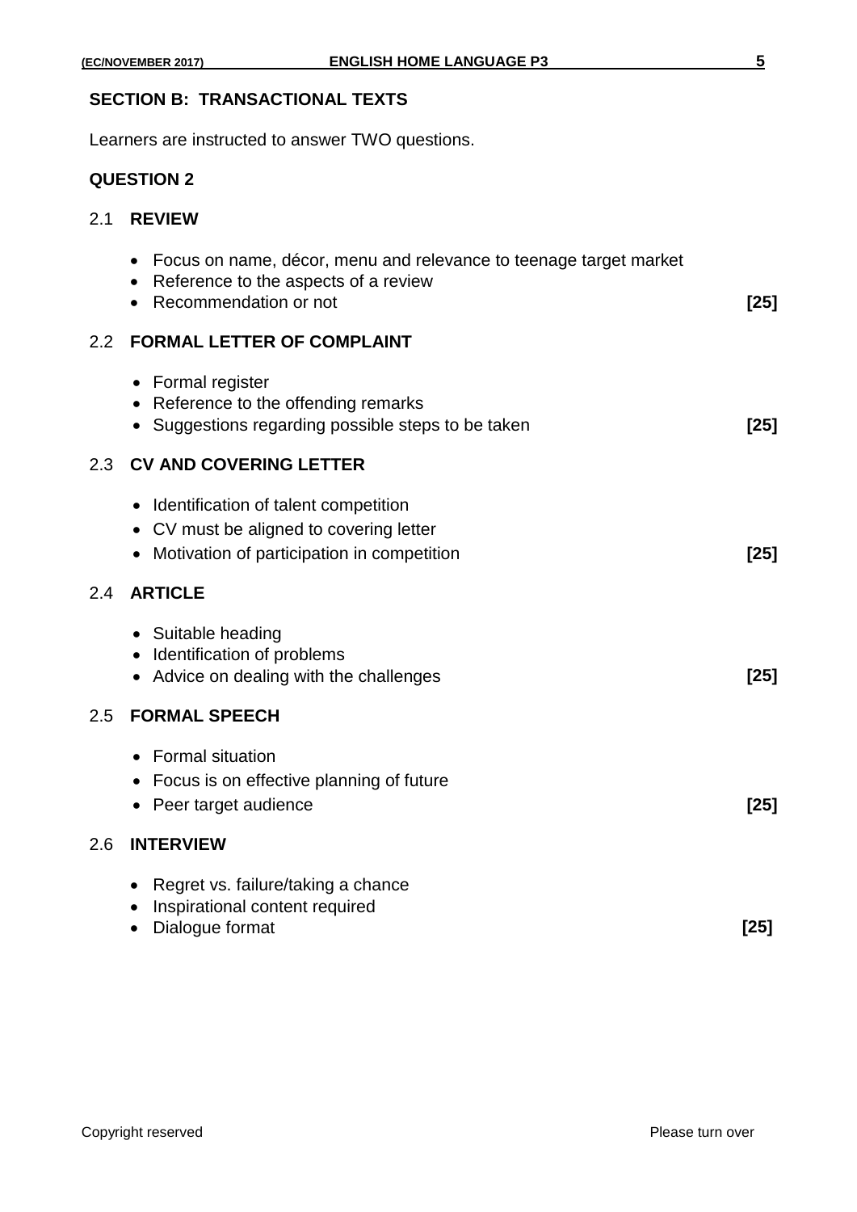## SECTION B: TRANSACTIONAL TEXTS

Learners are instructed to answer TWO questions.

### QUESTION 2

#### 2.1 REVIEW

- Focus on name, décor, menu and relevance to teenage target market
- Reference to the aspects of a review
- Recommendation or not **[25]**

#### 2.2 FORMAL LETTER OF COMPLAINT

- Formal register
- Reference to the offending remarks
- Suggestions regarding possible steps to be taken **[25]**

#### 2.3 CV AND COVERING LETTER

- Identification of talent competition
- CV must be aligned to covering letter
- Motivation of participation in competition **[25]**

#### 2.4 ARTICLE

- Suitable heading
- Identification of problems
- Advice on dealing with the challenges **[25]**

#### 2.5 FORMAL SPEECH

- Formal situation
- Focus is on effective planning of future
- Peer target audience **[25]**

#### 2.6 INTERVIEW

- Regret vs. failure/taking a chance
- Inspirational content required
- Dialogue format **[25]**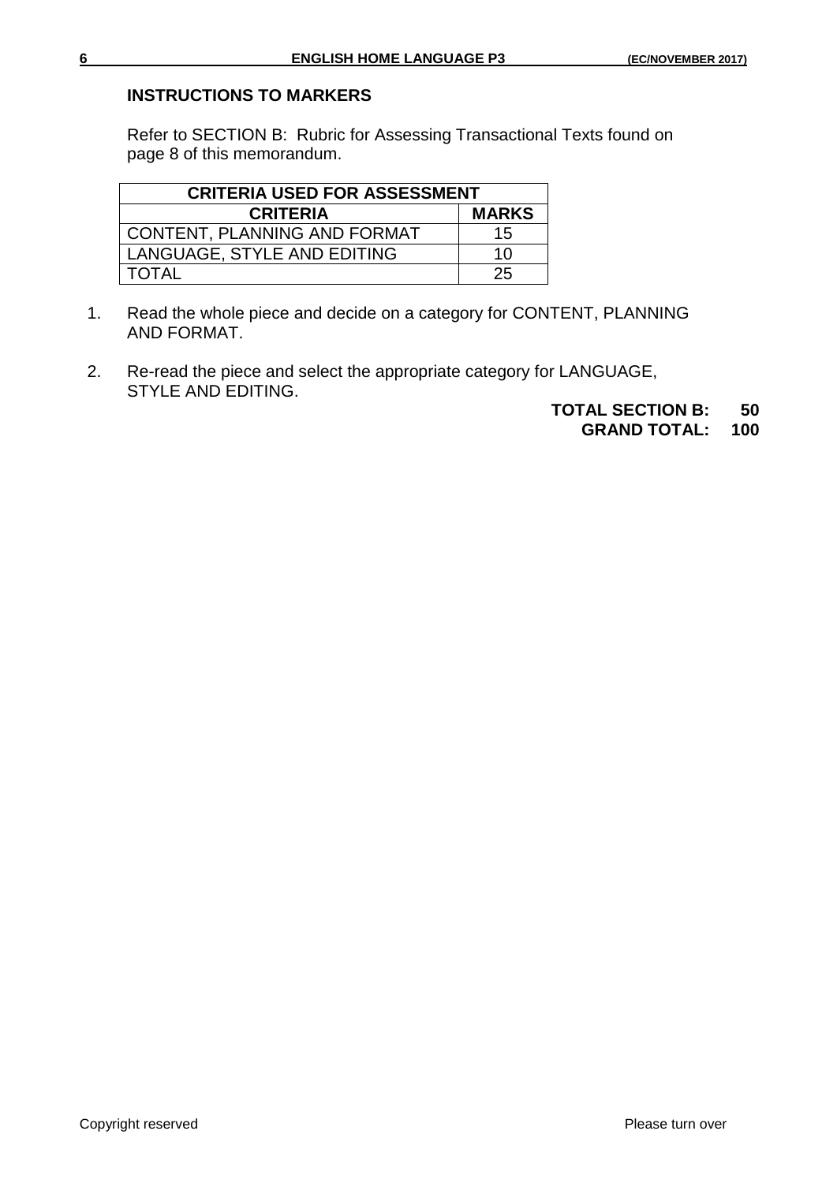**INSTRUCTIONS TO MARKERS**

Refer to SECTION B: Rubric for Assessing Transactional Texts found on page 8 of this memorandum.

| CRITERIA USED FOR ASSESSMENT | |
|---|---|
| **CRITERIA** | **MARKS** |
| CONTENT, PLANNING AND FORMAT | 15 |
| LANGUAGE, STYLE AND EDITING | 10 |
| TOTAL | 25 |

1. Read the whole piece and decide on a category for CONTENT, PLANNING AND FORMAT.

2. Re-read the piece and select the appropriate category for LANGUAGE, STYLE AND EDITING.

**TOTAL SECTION B: 50**
**GRAND TOTAL: 100**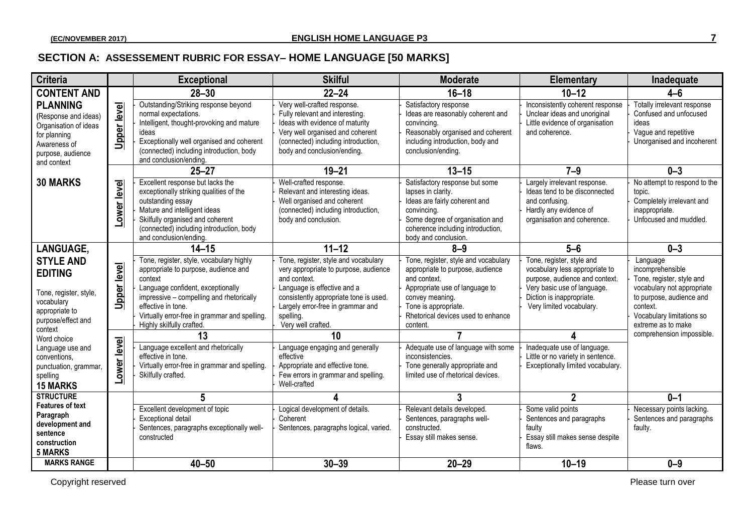## SECTION A: ASSESSEMENT RUBRIC FOR ESSAY– HOME LANGUAGE [50 MARKS]

| Criteria | | Exceptional | Skilful | Moderate | Elementary | Inadequate |
|---|---|---|---|---|---|---|
| **CONTENT AND PLANNING** (Response and ideas) Organisation of ideas for planning Awareness of purpose, audience and context **30 MARKS** | **Upper level** | **28–30** | **22–24** | **16–18** | **10–12** | **4–6** |
| | | - Outstanding/Striking response beyond normal expectations. - Intelligent, thought-provoking and mature ideas - Exceptionally well organised and coherent (connected) including introduction, body and conclusion/ending. | - Very well-crafted response. - Fully relevant and interesting. - Ideas with evidence of maturity - Very well organised and coherent (connected) including introduction, body and conclusion/ending. | - Satisfactory response - Ideas are reasonably coherent and convincing. - Reasonably organised and coherent including introduction, body and conclusion/ending. | - Inconsistently coherent response - Unclear ideas and unoriginal - Little evidence of organisation and coherence. | - Totally irrelevant response - Confused and unfocused ideas - Vague and repetitive - Unorganised and incoherent |
| | **Lower level** | **25–27** | **19–21** | **13–15** | **7–9** | **0–3** |
| | | - Excellent response but lacks the exceptionally striking qualities of the outstanding essay - Mature and intelligent ideas - Skilfully organised and coherent (connected) including introduction, body and conclusion/ending. | - Well-crafted response. - Relevant and interesting ideas. - Well organised and coherent (connected) including introduction, body and conclusion. | - Satisfactory response but some lapses in clarity. - Ideas are fairly coherent and convincing. - Some degree of organisation and coherence including introduction, body and conclusion. | - Largely irrelevant response. - Ideas tend to be disconnected and confusing. - Hardly any evidence of organisation and coherence. | - No attempt to respond to the topic. - Completely irrelevant and inappropriate. - Unfocused and muddled. |
| **LANGUAGE, STYLE AND EDITING** Tone, register, style, vocabulary appropriate to purpose/effect and context Word choice Language use and conventions, punctuation, grammar, spelling **15 MARKS** | **Upper level** | **14–15** | **11–12** | **8–9** | **5–6** | **0–3** |
| | | - Tone, register, style, vocabulary highly appropriate to purpose, audience and context - Language confident, exceptionally impressive – compelling and rhetorically effective in tone. - Virtually error-free in grammar and spelling. - Highly skilfully crafted. | - Tone, register, style and vocabulary very appropriate to purpose, audience and context. - Language is effective and a consistently appropriate tone is used. - Largely error-free in grammar and spelling. - Very well crafted. | - Tone, register, style and vocabulary appropriate to purpose, audience and context. - Appropriate use of language to convey meaning. - Tone is appropriate. - Rhetorical devices used to enhance content. | - Tone, register, style and vocabulary less appropriate to purpose, audience and context. - Very basic use of language. - Diction is inappropriate. - Very limited vocabulary. | - Language incomprehensible - Tone, register, style and vocabulary not appropriate to purpose, audience and context. - Vocabulary limitations so extreme as to make comprehension impossible. |
| | **Lower level** | **13** | **10** | **7** | **4** | |
| | | - Language excellent and rhetorically effective in tone. - Virtually error-free in grammar and spelling. - Skilfully crafted. | - Language engaging and generally effective - Appropriate and effective tone. - Few errors in grammar and spelling. - Well-crafted | - Adequate use of language with some inconsistencies. - Tone generally appropriate and limited use of rhetorical devices. | - Inadequate use of language. - Little or no variety in sentence. - Exceptionally limited vocabulary. | |
| **STRUCTURE** **Features of text Paragraph development and sentence construction** **5 MARKS** | | **5** | **4** | **3** | **2** | **0–1** |
| | | - Excellent development of topic - Exceptional detail - Sentences, paragraphs exceptionally well-constructed | - Logical development of details. - Coherent - Sentences, paragraphs logical, varied. | - Relevant details developed. - Sentences, paragraphs well-constructed. - Essay still makes sense. | - Some valid points - Sentences and paragraphs faulty - Essay still makes sense despite flaws. | - Necessary points lacking. - Sentences and paragraphs faulty. |
| **MARKS RANGE** | | **40–50** | **30–39** | **20–29** | **10–19** | **0–9** |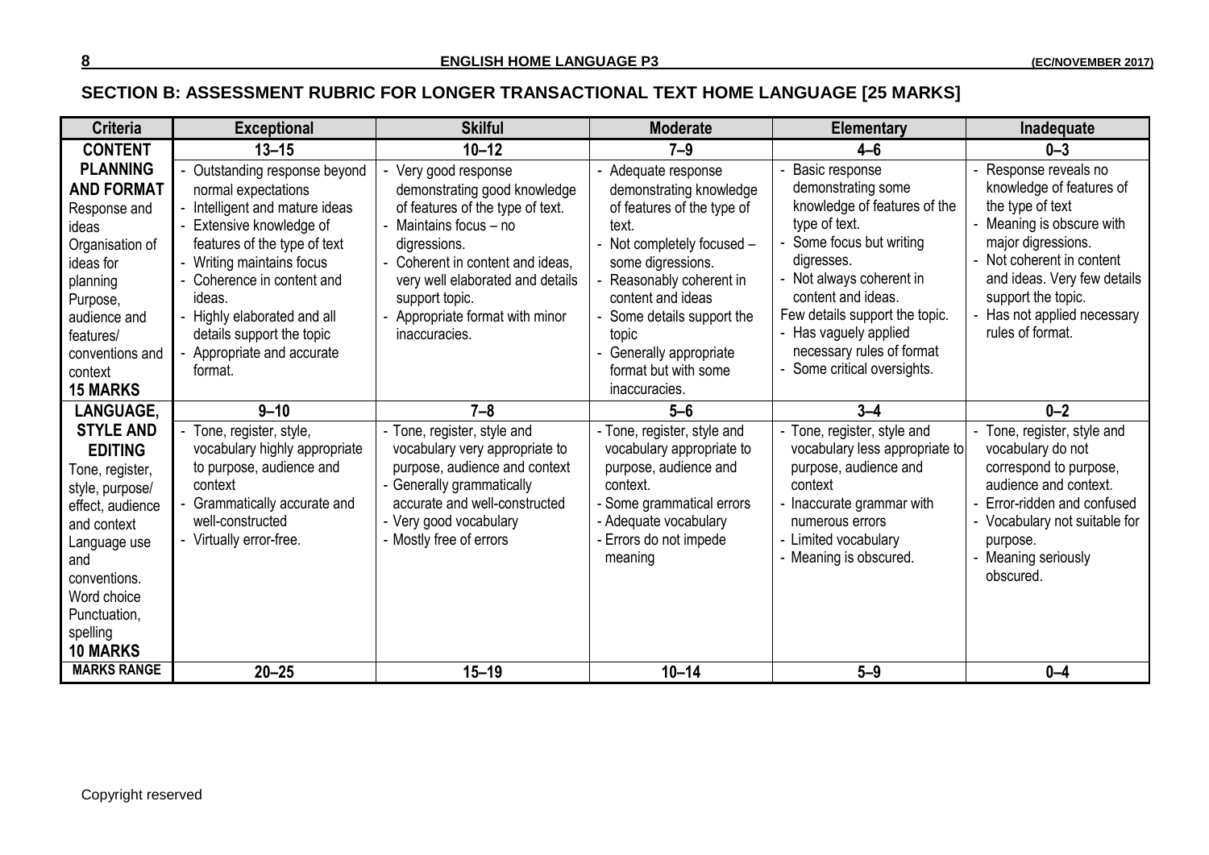## SECTION B: ASSESSMENT RUBRIC FOR LONGER TRANSACTIONAL TEXT HOME LANGUAGE [25 MARKS]

| Criteria | Exceptional | Skilful | Moderate | Elementary | Inadequate |
|---|---|---|---|---|---|
| **CONTENT** | **13–15** | **10–12** | **7–9** | **4–6** | **0–3** |
| **PLANNING AND FORMAT**<br>Response and ideas<br>Organisation of ideas for planning<br>Purpose, audience and features/ conventions and context<br>**15 MARKS** | - Outstanding response beyond normal expectations<br>- Intelligent and mature ideas<br>- Extensive knowledge of features of the type of text<br>- Writing maintains focus<br>- Coherence in content and ideas.<br>- Highly elaborated and all details support the topic<br>- Appropriate and accurate format. | - Very good response demonstrating good knowledge of features of the type of text.<br>- Maintains focus – no digressions.<br>- Coherent in content and ideas, very well elaborated and details support topic.<br>- Appropriate format with minor inaccuracies. | - Adequate response demonstrating knowledge of features of the type of text.<br>- Not completely focused – some digressions.<br>- Reasonably coherent in content and ideas<br>- Some details support the topic<br>- Generally appropriate format but with some inaccuracies. | - Basic response demonstrating some knowledge of features of the type of text.<br>- Some focus but writing digresses.<br>- Not always coherent in content and ideas.<br>Few details support the topic.<br>- Has vaguely applied necessary rules of format<br>- Some critical oversights. | - Response reveals no knowledge of features of the type of text<br>- Meaning is obscure with major digressions.<br>- Not coherent in content and ideas. Very few details support the topic.<br>- Has not applied necessary rules of format. |
| **LANGUAGE,** | **9–10** | **7–8** | **5–6** | **3–4** | **0–2** |
| **STYLE AND EDITING**<br>Tone, register, style, purpose/ effect, audience and context<br>Language use and conventions.<br>Word choice<br>Punctuation, spelling<br>**10 MARKS** | - Tone, register, style, vocabulary highly appropriate to purpose, audience and context<br>- Grammatically accurate and well-constructed<br>- Virtually error-free. | - Tone, register, style and vocabulary very appropriate to purpose, audience and context<br>- Generally grammatically accurate and well-constructed<br>- Very good vocabulary<br>- Mostly free of errors | - Tone, register, style and vocabulary appropriate to purpose, audience and context.<br>- Some grammatical errors<br>- Adequate vocabulary<br>- Errors do not impede meaning | - Tone, register, style and vocabulary less appropriate to purpose, audience and context<br>- Inaccurate grammar with numerous errors<br>- Limited vocabulary<br>- Meaning is obscured. | - Tone, register, style and vocabulary do not correspond to purpose, audience and context.<br>- Error-ridden and confused<br>- Vocabulary not suitable for purpose.<br>- Meaning seriously obscured. |
| **MARKS RANGE** | **20–25** | **15–19** | **10–14** | **5–9** | **0–4** |